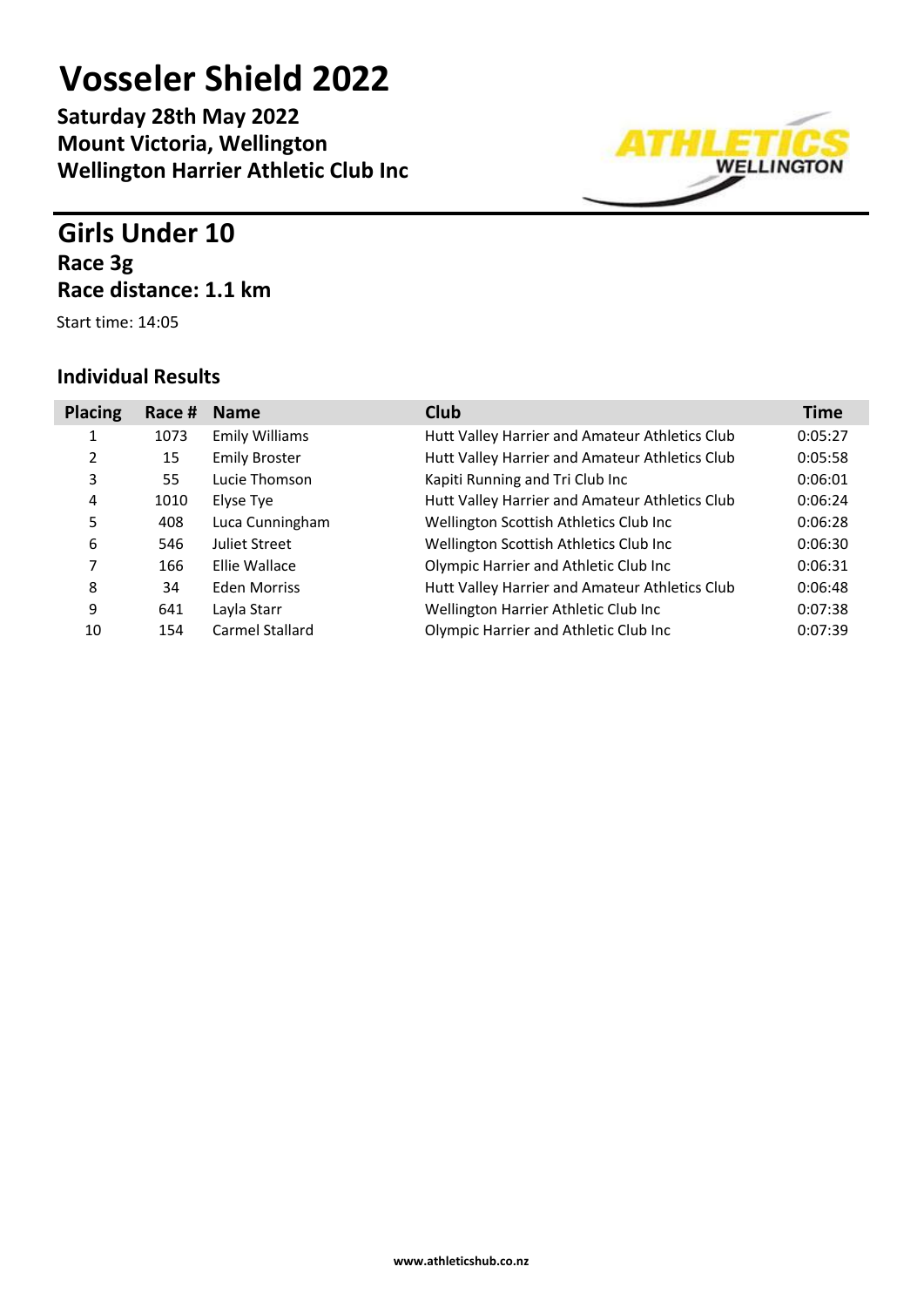# Vosseler Shield 2022

**Saturday 28th May 2022**
**Mount Victoria, Wellington**
**Wellington Harrier Athletic Club Inc**

## Girls Under 10

### Race 3g

### Race distance: 1.1 km

Start time: 14:05

### Individual Results

| Placing | Race # | Name | Club | Time |
|---|---|---|---|---|
| 1 | 1073 | Emily Williams | Hutt Valley Harrier and Amateur Athletics Club | 0:05:27 |
| 2 | 15 | Emily Broster | Hutt Valley Harrier and Amateur Athletics Club | 0:05:58 |
| 3 | 55 | Lucie Thomson | Kapiti Running and Tri Club Inc | 0:06:01 |
| 4 | 1010 | Elyse Tye | Hutt Valley Harrier and Amateur Athletics Club | 0:06:24 |
| 5 | 408 | Luca Cunningham | Wellington Scottish Athletics Club Inc | 0:06:28 |
| 6 | 546 | Juliet Street | Wellington Scottish Athletics Club Inc | 0:06:30 |
| 7 | 166 | Ellie Wallace | Olympic Harrier and Athletic Club Inc | 0:06:31 |
| 8 | 34 | Eden Morriss | Hutt Valley Harrier and Amateur Athletics Club | 0:06:48 |
| 9 | 641 | Layla Starr | Wellington Harrier Athletic Club Inc | 0:07:38 |
| 10 | 154 | Carmel Stallard | Olympic Harrier and Athletic Club Inc | 0:07:39 |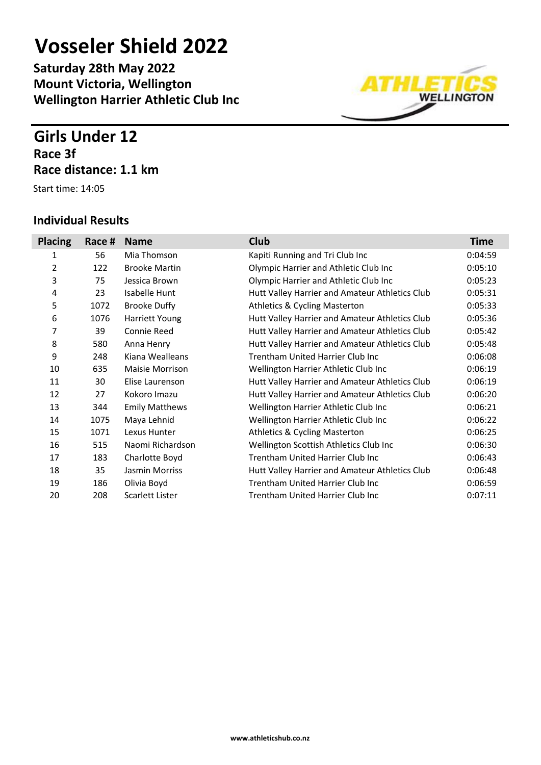# Vosseler Shield 2022

**Saturday 28th May 2022**
**Mount Victoria, Wellington**
**Wellington Harrier Athletic Club Inc**

## Girls Under 12

### Race 3f

### Race distance: 1.1 km

Start time: 14:05

### Individual Results

| Placing | Race # | Name | Club | Time |
|---|---|---|---|---|
| 1 | 56 | Mia Thomson | Kapiti Running and Tri Club Inc | 0:04:59 |
| 2 | 122 | Brooke Martin | Olympic Harrier and Athletic Club Inc | 0:05:10 |
| 3 | 75 | Jessica Brown | Olympic Harrier and Athletic Club Inc | 0:05:23 |
| 4 | 23 | Isabelle Hunt | Hutt Valley Harrier and Amateur Athletics Club | 0:05:31 |
| 5 | 1072 | Brooke Duffy | Athletics & Cycling Masterton | 0:05:33 |
| 6 | 1076 | Harriett Young | Hutt Valley Harrier and Amateur Athletics Club | 0:05:36 |
| 7 | 39 | Connie Reed | Hutt Valley Harrier and Amateur Athletics Club | 0:05:42 |
| 8 | 580 | Anna Henry | Hutt Valley Harrier and Amateur Athletics Club | 0:05:48 |
| 9 | 248 | Kiana Wealleans | Trentham United Harrier Club Inc | 0:06:08 |
| 10 | 635 | Maisie Morrison | Wellington Harrier Athletic Club Inc | 0:06:19 |
| 11 | 30 | Elise Laurenson | Hutt Valley Harrier and Amateur Athletics Club | 0:06:19 |
| 12 | 27 | Kokoro Imazu | Hutt Valley Harrier and Amateur Athletics Club | 0:06:20 |
| 13 | 344 | Emily Matthews | Wellington Harrier Athletic Club Inc | 0:06:21 |
| 14 | 1075 | Maya Lehnid | Wellington Harrier Athletic Club Inc | 0:06:22 |
| 15 | 1071 | Lexus Hunter | Athletics & Cycling Masterton | 0:06:25 |
| 16 | 515 | Naomi Richardson | Wellington Scottish Athletics Club Inc | 0:06:30 |
| 17 | 183 | Charlotte Boyd | Trentham United Harrier Club Inc | 0:06:43 |
| 18 | 35 | Jasmin Morriss | Hutt Valley Harrier and Amateur Athletics Club | 0:06:48 |
| 19 | 186 | Olivia Boyd | Trentham United Harrier Club Inc | 0:06:59 |
| 20 | 208 | Scarlett Lister | Trentham United Harrier Club Inc | 0:07:11 |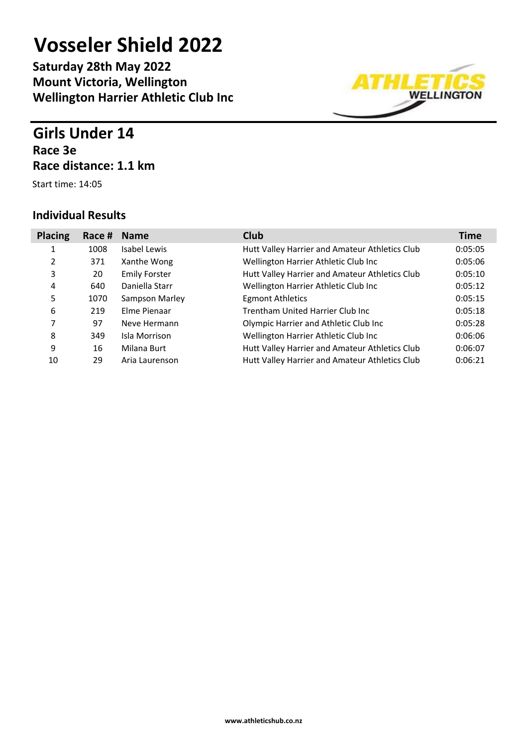# Vosseler Shield 2022

**Saturday 28th May 2022**
**Mount Victoria, Wellington**
**Wellington Harrier Athletic Club Inc**

## Girls Under 14

### Race 3e

### Race distance: 1.1 km

Start time: 14:05

### Individual Results

| Placing | Race # | Name | Club | Time |
|---|---|---|---|---|
| 1 | 1008 | Isabel Lewis | Hutt Valley Harrier and Amateur Athletics Club | 0:05:05 |
| 2 | 371 | Xanthe Wong | Wellington Harrier Athletic Club Inc | 0:05:06 |
| 3 | 20 | Emily Forster | Hutt Valley Harrier and Amateur Athletics Club | 0:05:10 |
| 4 | 640 | Daniella Starr | Wellington Harrier Athletic Club Inc | 0:05:12 |
| 5 | 1070 | Sampson Marley | Egmont Athletics | 0:05:15 |
| 6 | 219 | Elme Pienaar | Trentham United Harrier Club Inc | 0:05:18 |
| 7 | 97 | Neve Hermann | Olympic Harrier and Athletic Club Inc | 0:05:28 |
| 8 | 349 | Isla Morrison | Wellington Harrier Athletic Club Inc | 0:06:06 |
| 9 | 16 | Milana Burt | Hutt Valley Harrier and Amateur Athletics Club | 0:06:07 |
| 10 | 29 | Aria Laurenson | Hutt Valley Harrier and Amateur Athletics Club | 0:06:21 |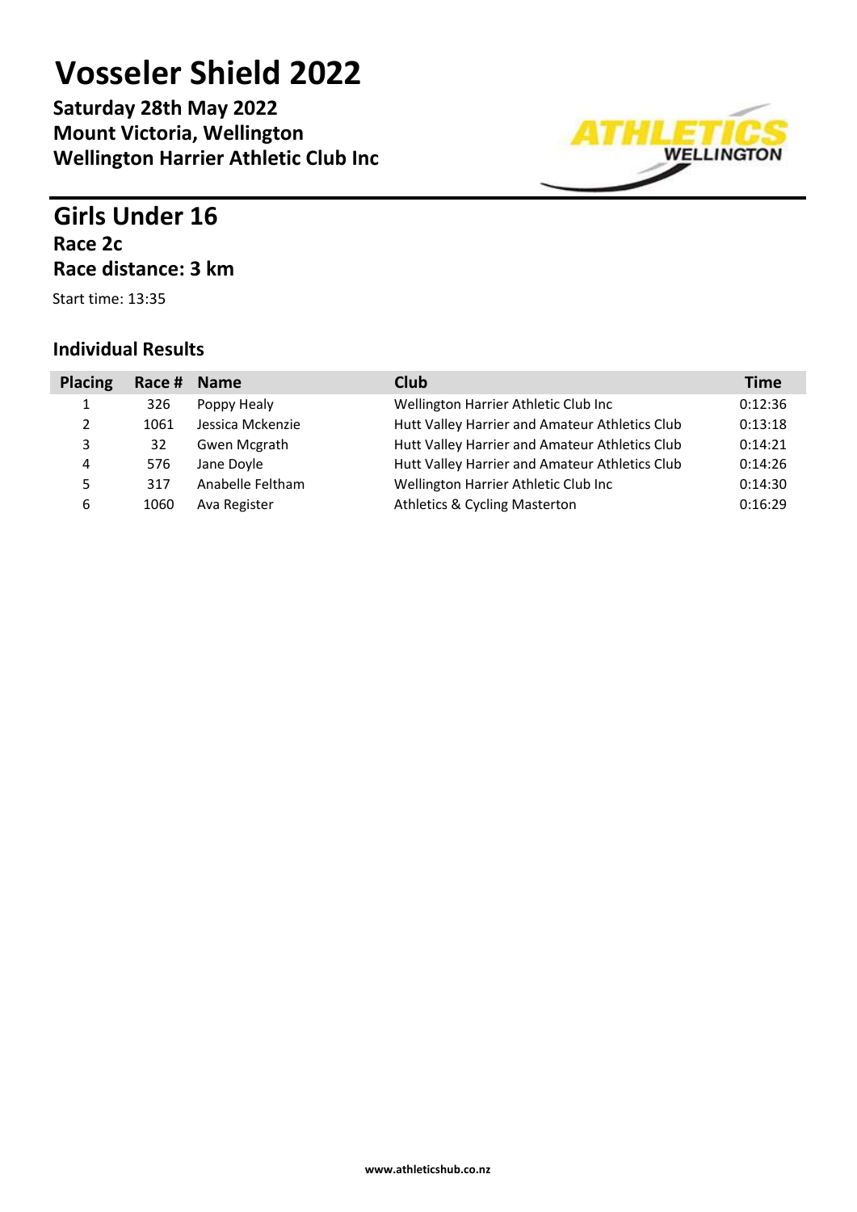# Vosseler Shield 2022

**Saturday 28th May 2022**
**Mount Victoria, Wellington**
**Wellington Harrier Athletic Club Inc**

## Girls Under 16

### Race 2c

### Race distance: 3 km

Start time: 13:35

### Individual Results

| Placing | Race # | Name | Club | Time |
|---|---|---|---|---|
| 1 | 326 | Poppy Healy | Wellington Harrier Athletic Club Inc | 0:12:36 |
| 2 | 1061 | Jessica Mckenzie | Hutt Valley Harrier and Amateur Athletics Club | 0:13:18 |
| 3 | 32 | Gwen Mcgrath | Hutt Valley Harrier and Amateur Athletics Club | 0:14:21 |
| 4 | 576 | Jane Doyle | Hutt Valley Harrier and Amateur Athletics Club | 0:14:26 |
| 5 | 317 | Anabelle Feltham | Wellington Harrier Athletic Club Inc | 0:14:30 |
| 6 | 1060 | Ava Register | Athletics & Cycling Masterton | 0:16:29 |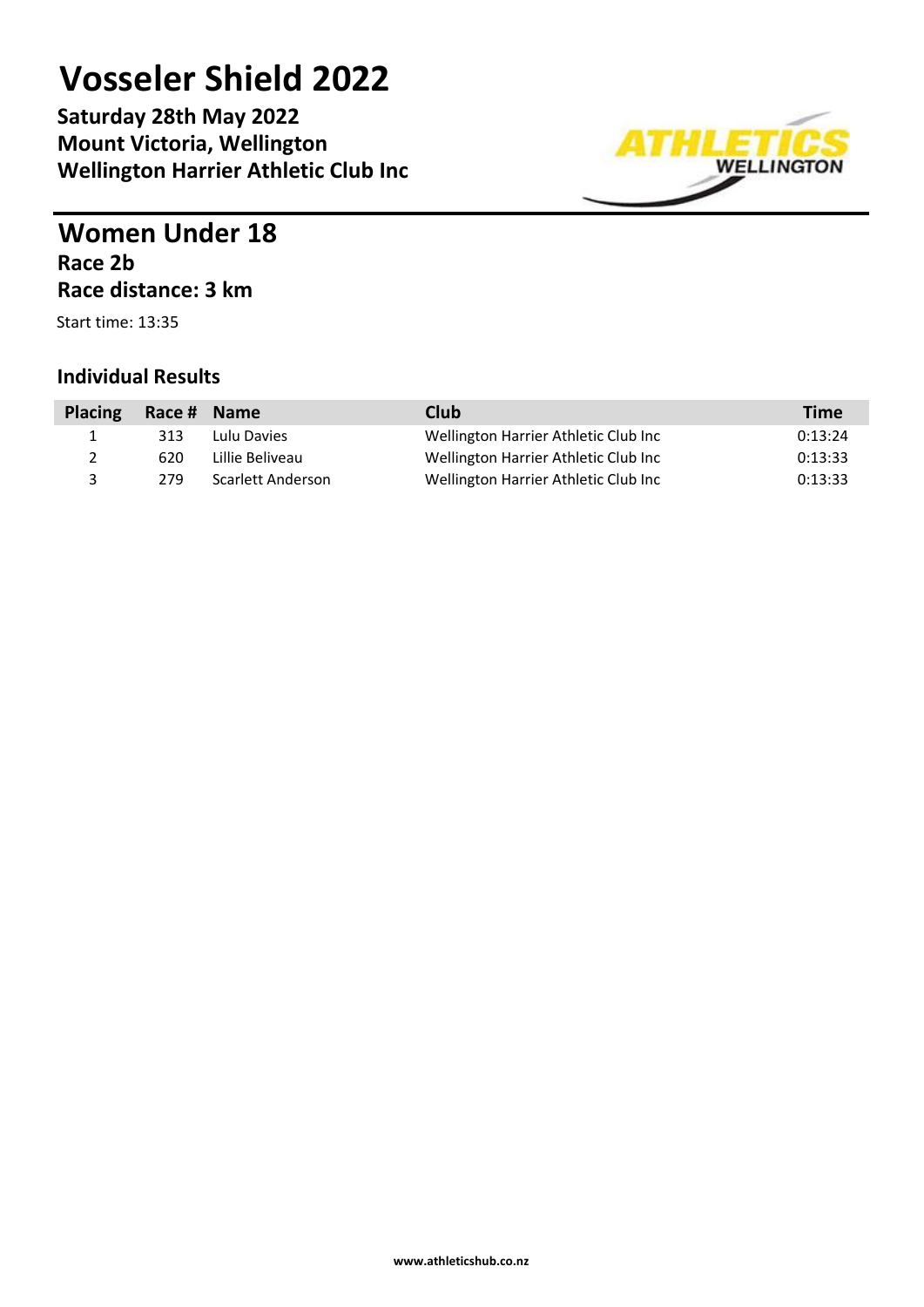# Vosseler Shield 2022

**Saturday 28th May 2022**
**Mount Victoria, Wellington**
**Wellington Harrier Athletic Club Inc**

## Women Under 18

**Race 2b**
**Race distance: 3 km**

Start time: 13:35

### Individual Results

| Placing | Race # | Name | Club | Time |
|---|---|---|---|---|
| 1 | 313 | Lulu Davies | Wellington Harrier Athletic Club Inc | 0:13:24 |
| 2 | 620 | Lillie Beliveau | Wellington Harrier Athletic Club Inc | 0:13:33 |
| 3 | 279 | Scarlett Anderson | Wellington Harrier Athletic Club Inc | 0:13:33 |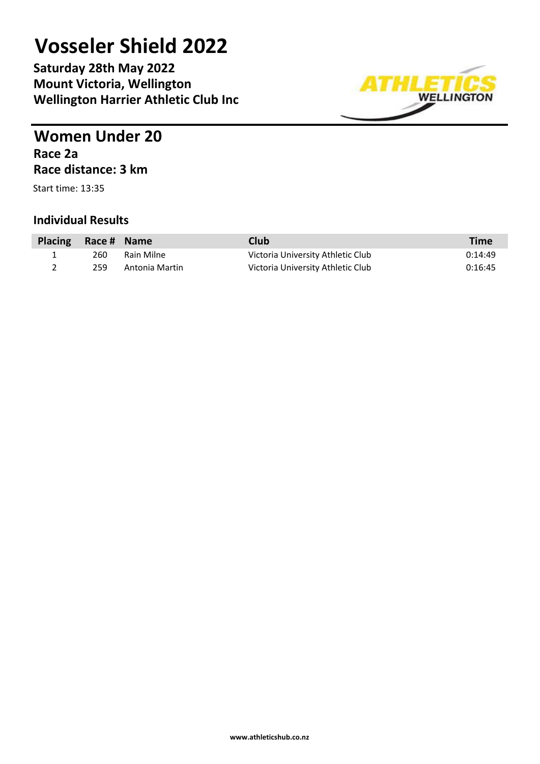# Vosseler Shield 2022

**Saturday 28th May 2022**
**Mount Victoria, Wellington**
**Wellington Harrier Athletic Club Inc**

## Women Under 20

### Race 2a

### Race distance: 3 km

Start time: 13:35

### Individual Results

| Placing | Race # | Name | Club | Time |
|---|---|---|---|---|
| 1 | 260 | Rain Milne | Victoria University Athletic Club | 0:14:49 |
| 2 | 259 | Antonia Martin | Victoria University Athletic Club | 0:16:45 |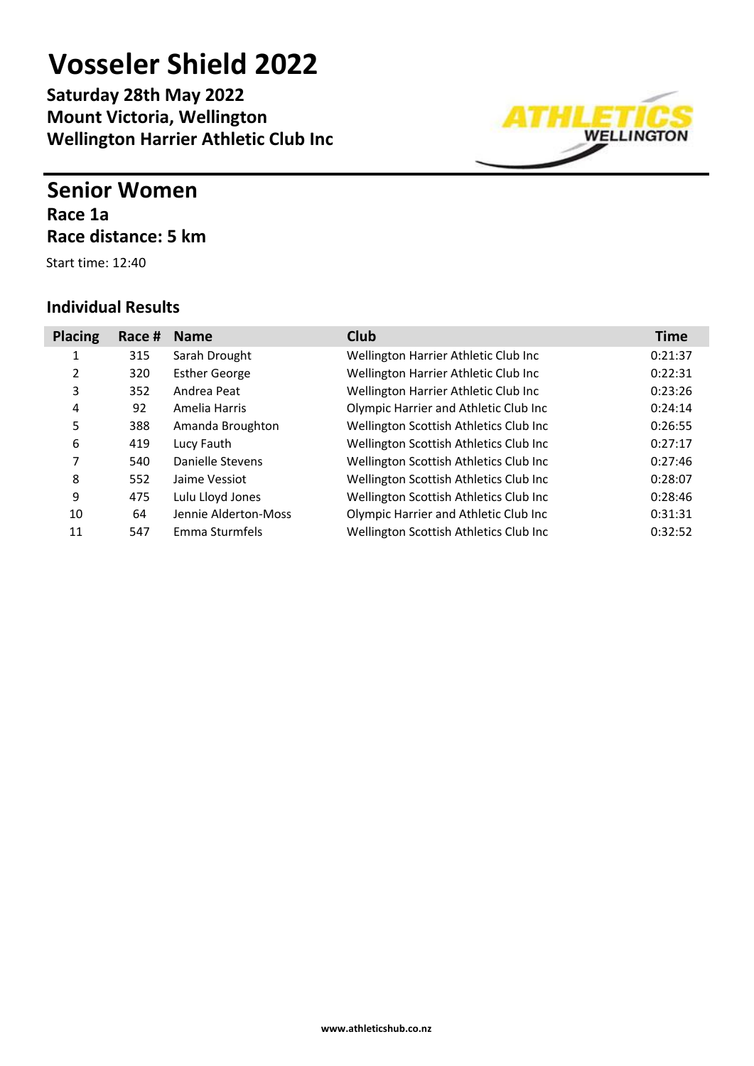# Vosseler Shield 2022

**Saturday 28th May 2022**
**Mount Victoria, Wellington**
**Wellington Harrier Athletic Club Inc**

## Senior Women

### Race 1a

### Race distance: 5 km

Start time: 12:40

### Individual Results

| Placing | Race # | Name | Club | Time |
|---|---|---|---|---|
| 1 | 315 | Sarah Drought | Wellington Harrier Athletic Club Inc | 0:21:37 |
| 2 | 320 | Esther George | Wellington Harrier Athletic Club Inc | 0:22:31 |
| 3 | 352 | Andrea Peat | Wellington Harrier Athletic Club Inc | 0:23:26 |
| 4 | 92 | Amelia Harris | Olympic Harrier and Athletic Club Inc | 0:24:14 |
| 5 | 388 | Amanda Broughton | Wellington Scottish Athletics Club Inc | 0:26:55 |
| 6 | 419 | Lucy Fauth | Wellington Scottish Athletics Club Inc | 0:27:17 |
| 7 | 540 | Danielle Stevens | Wellington Scottish Athletics Club Inc | 0:27:46 |
| 8 | 552 | Jaime Vessiot | Wellington Scottish Athletics Club Inc | 0:28:07 |
| 9 | 475 | Lulu Lloyd Jones | Wellington Scottish Athletics Club Inc | 0:28:46 |
| 10 | 64 | Jennie Alderton-Moss | Olympic Harrier and Athletic Club Inc | 0:31:31 |
| 11 | 547 | Emma Sturmfels | Wellington Scottish Athletics Club Inc | 0:32:52 |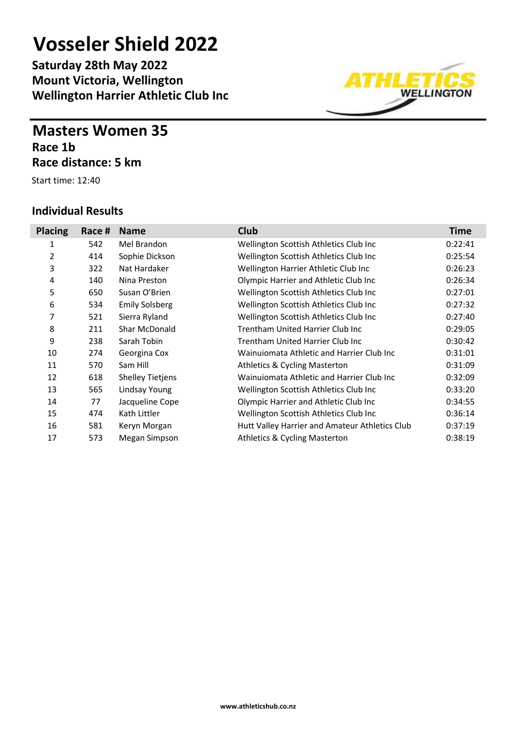# Vosseler Shield 2022

**Saturday 28th May 2022**
**Mount Victoria, Wellington**
**Wellington Harrier Athletic Club Inc**

## Masters Women 35

**Race 1b**
**Race distance: 5 km**

Start time: 12:40

### Individual Results

| Placing | Race # | Name | Club | Time |
|---|---|---|---|---|
| 1 | 542 | Mel Brandon | Wellington Scottish Athletics Club Inc | 0:22:41 |
| 2 | 414 | Sophie Dickson | Wellington Scottish Athletics Club Inc | 0:25:54 |
| 3 | 322 | Nat Hardaker | Wellington Harrier Athletic Club Inc | 0:26:23 |
| 4 | 140 | Nina Preston | Olympic Harrier and Athletic Club Inc | 0:26:34 |
| 5 | 650 | Susan O'Brien | Wellington Scottish Athletics Club Inc | 0:27:01 |
| 6 | 534 | Emily Solsberg | Wellington Scottish Athletics Club Inc | 0:27:32 |
| 7 | 521 | Sierra Ryland | Wellington Scottish Athletics Club Inc | 0:27:40 |
| 8 | 211 | Shar McDonald | Trentham United Harrier Club Inc | 0:29:05 |
| 9 | 238 | Sarah Tobin | Trentham United Harrier Club Inc | 0:30:42 |
| 10 | 274 | Georgina Cox | Wainuiomata Athletic and Harrier Club Inc | 0:31:01 |
| 11 | 570 | Sam Hill | Athletics & Cycling Masterton | 0:31:09 |
| 12 | 618 | Shelley Tietjens | Wainuiomata Athletic and Harrier Club Inc | 0:32:09 |
| 13 | 565 | Lindsay Young | Wellington Scottish Athletics Club Inc | 0:33:20 |
| 14 | 77 | Jacqueline Cope | Olympic Harrier and Athletic Club Inc | 0:34:55 |
| 15 | 474 | Kath Littler | Wellington Scottish Athletics Club Inc | 0:36:14 |
| 16 | 581 | Keryn Morgan | Hutt Valley Harrier and Amateur Athletics Club | 0:37:19 |
| 17 | 573 | Megan Simpson | Athletics & Cycling Masterton | 0:38:19 |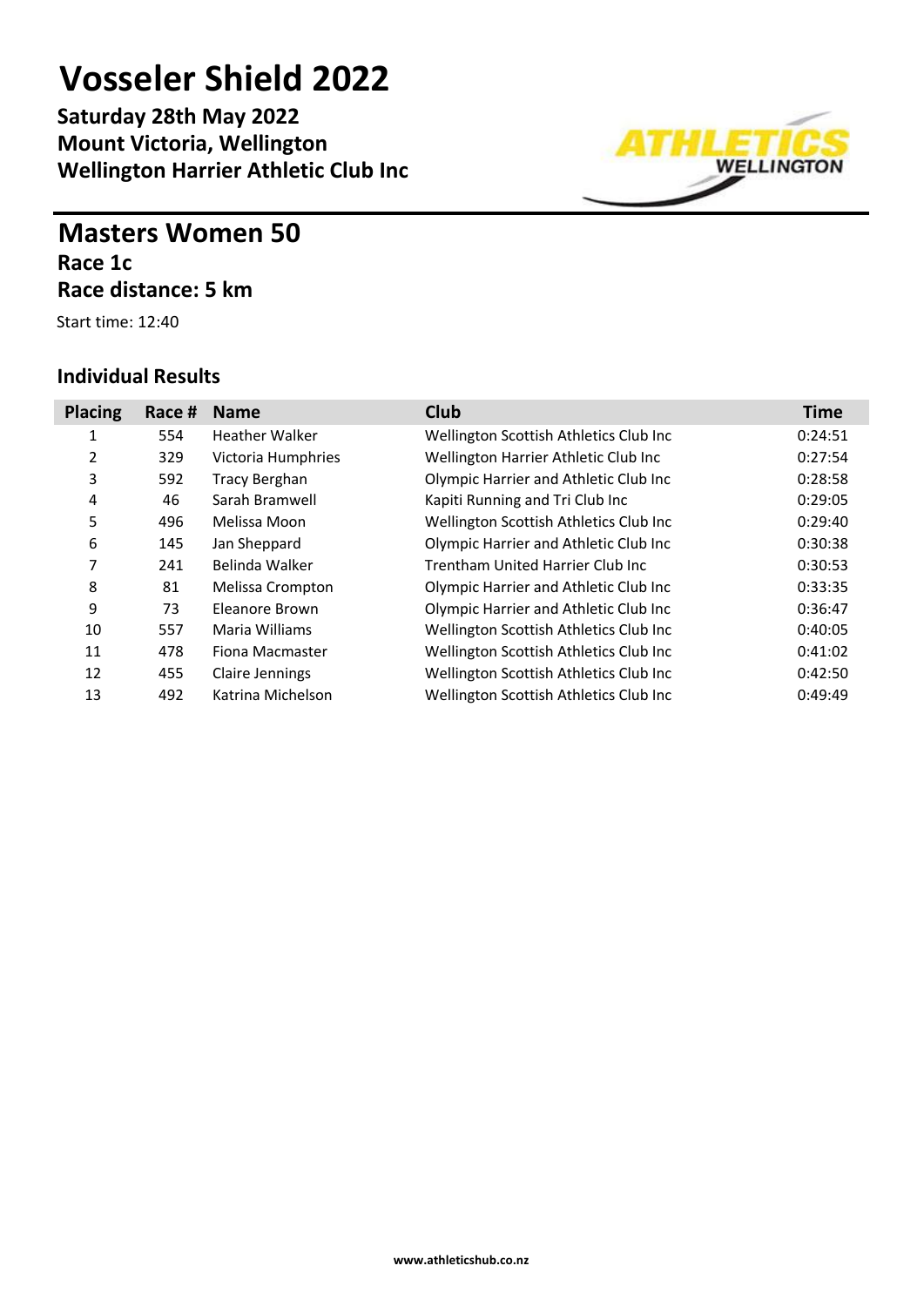# Vosseler Shield 2022

**Saturday 28th May 2022**
**Mount Victoria, Wellington**
**Wellington Harrier Athletic Club Inc**

## Masters Women 50

**Race 1c**
**Race distance: 5 km**

Start time: 12:40

### Individual Results

| Placing | Race # | Name | Club | Time |
|---|---|---|---|---|
| 1 | 554 | Heather Walker | Wellington Scottish Athletics Club Inc | 0:24:51 |
| 2 | 329 | Victoria Humphries | Wellington Harrier Athletic Club Inc | 0:27:54 |
| 3 | 592 | Tracy Berghan | Olympic Harrier and Athletic Club Inc | 0:28:58 |
| 4 | 46 | Sarah Bramwell | Kapiti Running and Tri Club Inc | 0:29:05 |
| 5 | 496 | Melissa Moon | Wellington Scottish Athletics Club Inc | 0:29:40 |
| 6 | 145 | Jan Sheppard | Olympic Harrier and Athletic Club Inc | 0:30:38 |
| 7 | 241 | Belinda Walker | Trentham United Harrier Club Inc | 0:30:53 |
| 8 | 81 | Melissa Crompton | Olympic Harrier and Athletic Club Inc | 0:33:35 |
| 9 | 73 | Eleanore Brown | Olympic Harrier and Athletic Club Inc | 0:36:47 |
| 10 | 557 | Maria Williams | Wellington Scottish Athletics Club Inc | 0:40:05 |
| 11 | 478 | Fiona Macmaster | Wellington Scottish Athletics Club Inc | 0:41:02 |
| 12 | 455 | Claire Jennings | Wellington Scottish Athletics Club Inc | 0:42:50 |
| 13 | 492 | Katrina Michelson | Wellington Scottish Athletics Club Inc | 0:49:49 |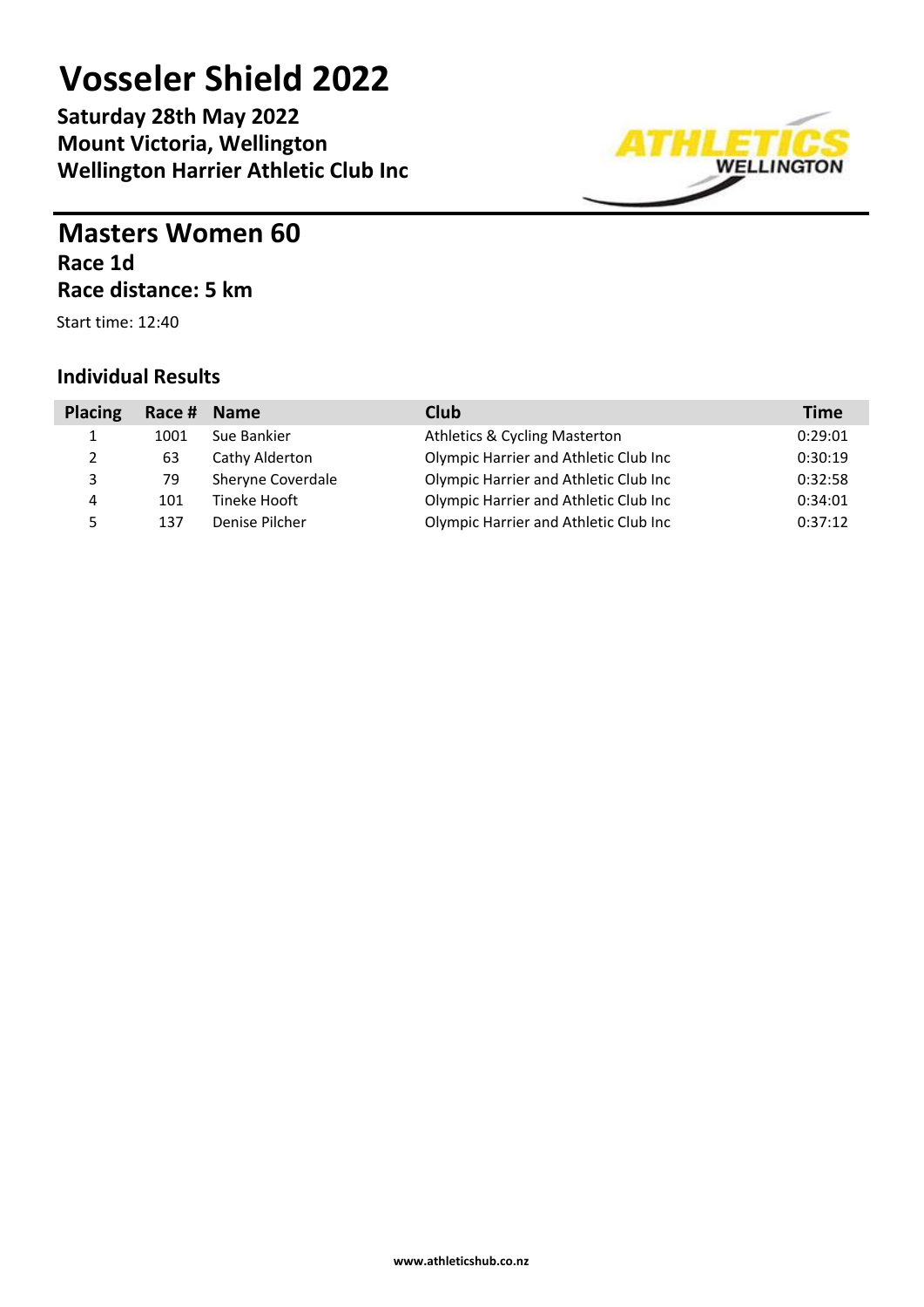# Vosseler Shield 2022

**Saturday 28th May 2022**
**Mount Victoria, Wellington**
**Wellington Harrier Athletic Club Inc**

## Masters Women 60

### Race 1d

### Race distance: 5 km

Start time: 12:40

### Individual Results

| Placing | Race # | Name | Club | Time |
|---|---|---|---|---|
| 1 | 1001 | Sue Bankier | Athletics & Cycling Masterton | 0:29:01 |
| 2 | 63 | Cathy Alderton | Olympic Harrier and Athletic Club Inc | 0:30:19 |
| 3 | 79 | Sheryne Coverdale | Olympic Harrier and Athletic Club Inc | 0:32:58 |
| 4 | 101 | Tineke Hooft | Olympic Harrier and Athletic Club Inc | 0:34:01 |
| 5 | 137 | Denise Pilcher | Olympic Harrier and Athletic Club Inc | 0:37:12 |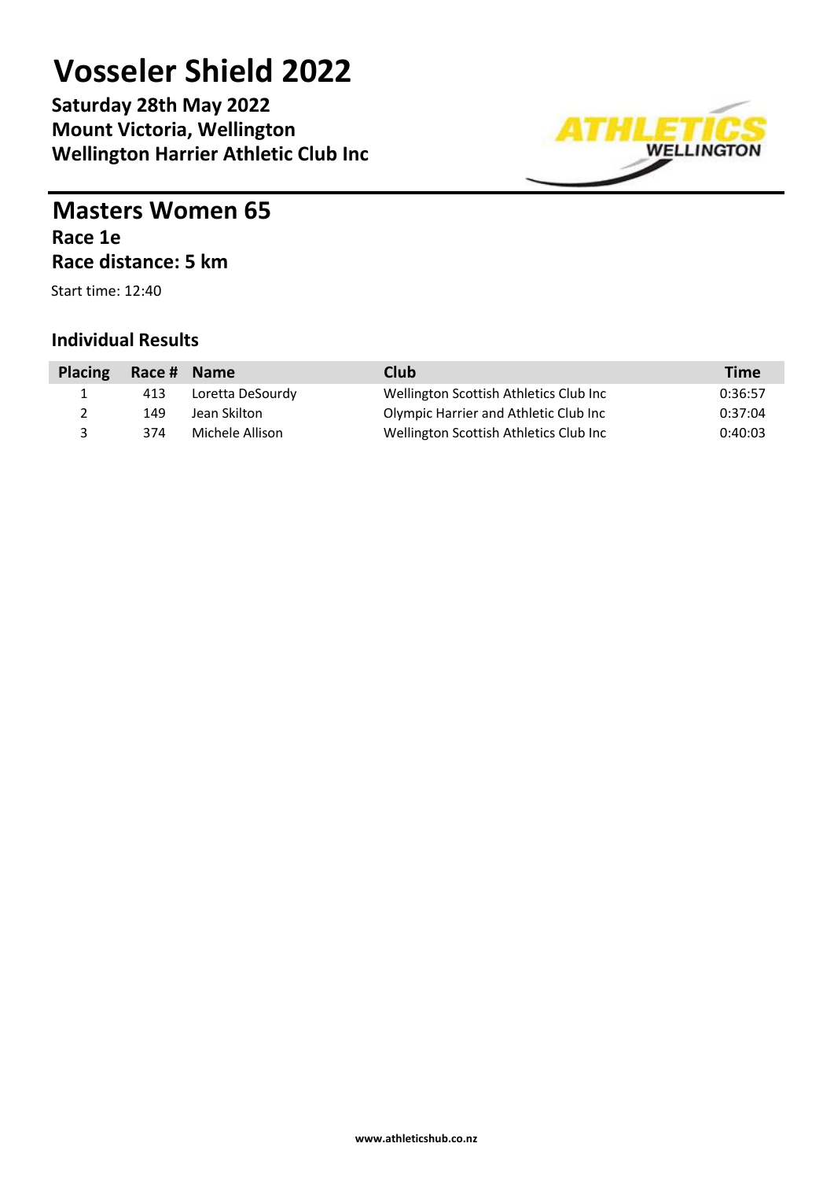# Vosseler Shield 2022

**Saturday 28th May 2022**
**Mount Victoria, Wellington**
**Wellington Harrier Athletic Club Inc**

## Masters Women 65

### Race 1e

### Race distance: 5 km

Start time: 12:40

### Individual Results

| Placing | Race # | Name | Club | Time |
|---|---|---|---|---|
| 1 | 413 | Loretta DeSourdy | Wellington Scottish Athletics Club Inc | 0:36:57 |
| 2 | 149 | Jean Skilton | Olympic Harrier and Athletic Club Inc | 0:37:04 |
| 3 | 374 | Michele Allison | Wellington Scottish Athletics Club Inc | 0:40:03 |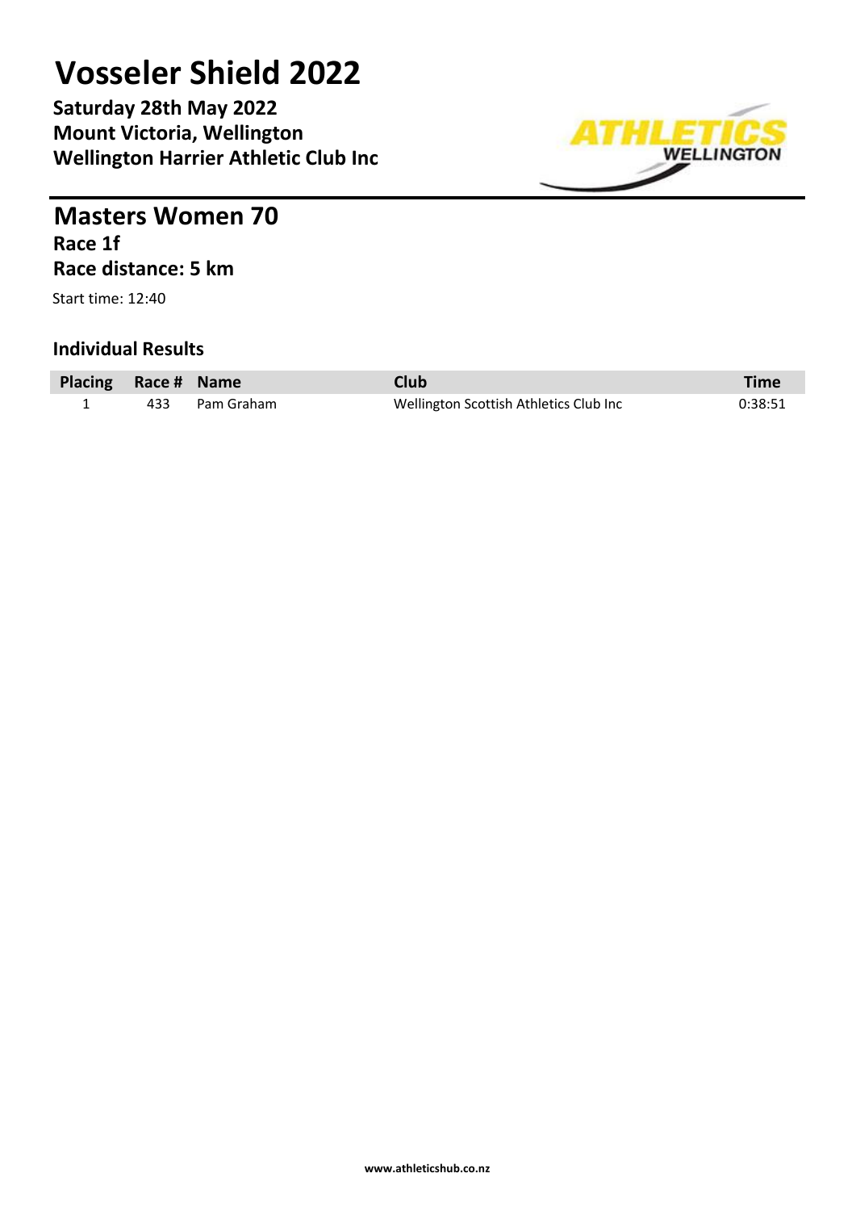# Vosseler Shield 2022

**Saturday 28th May 2022**
**Mount Victoria, Wellington**
**Wellington Harrier Athletic Club Inc**

## Masters Women 70

**Race 1f**
**Race distance: 5 km**

Start time: 12:40

### Individual Results

| Placing | Race # | Name | Club | Time |
|---|---|---|---|---|
| 1 | 433 | Pam Graham | Wellington Scottish Athletics Club Inc | 0:38:51 |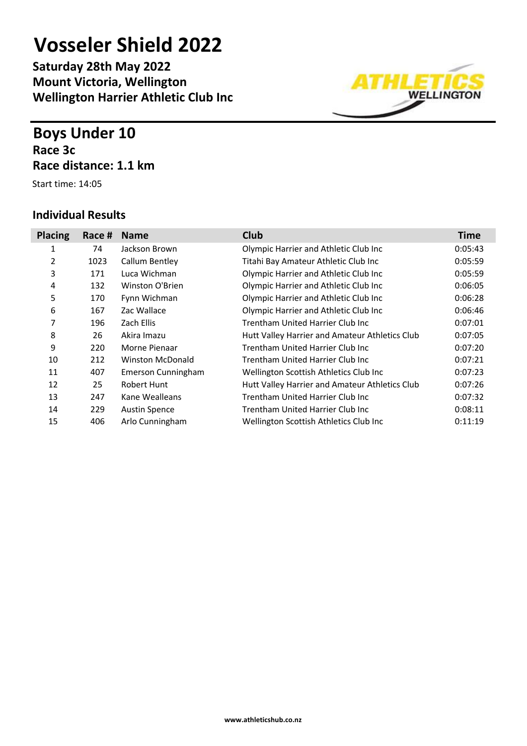# Vosseler Shield 2022

**Saturday 28th May 2022**
**Mount Victoria, Wellington**
**Wellington Harrier Athletic Club Inc**

## Boys Under 10

### Race 3c

### Race distance: 1.1 km

Start time: 14:05

### Individual Results

| Placing | Race # | Name | Club | Time |
|---|---|---|---|---|
| 1 | 74 | Jackson Brown | Olympic Harrier and Athletic Club Inc | 0:05:43 |
| 2 | 1023 | Callum Bentley | Titahi Bay Amateur Athletic Club Inc | 0:05:59 |
| 3 | 171 | Luca Wichman | Olympic Harrier and Athletic Club Inc | 0:05:59 |
| 4 | 132 | Winston O'Brien | Olympic Harrier and Athletic Club Inc | 0:06:05 |
| 5 | 170 | Fynn Wichman | Olympic Harrier and Athletic Club Inc | 0:06:28 |
| 6 | 167 | Zac Wallace | Olympic Harrier and Athletic Club Inc | 0:06:46 |
| 7 | 196 | Zach Ellis | Trentham United Harrier Club Inc | 0:07:01 |
| 8 | 26 | Akira Imazu | Hutt Valley Harrier and Amateur Athletics Club | 0:07:05 |
| 9 | 220 | Morne Pienaar | Trentham United Harrier Club Inc | 0:07:20 |
| 10 | 212 | Winston McDonald | Trentham United Harrier Club Inc | 0:07:21 |
| 11 | 407 | Emerson Cunningham | Wellington Scottish Athletics Club Inc | 0:07:23 |
| 12 | 25 | Robert Hunt | Hutt Valley Harrier and Amateur Athletics Club | 0:07:26 |
| 13 | 247 | Kane Wealleans | Trentham United Harrier Club Inc | 0:07:32 |
| 14 | 229 | Austin Spence | Trentham United Harrier Club Inc | 0:08:11 |
| 15 | 406 | Arlo Cunningham | Wellington Scottish Athletics Club Inc | 0:11:19 |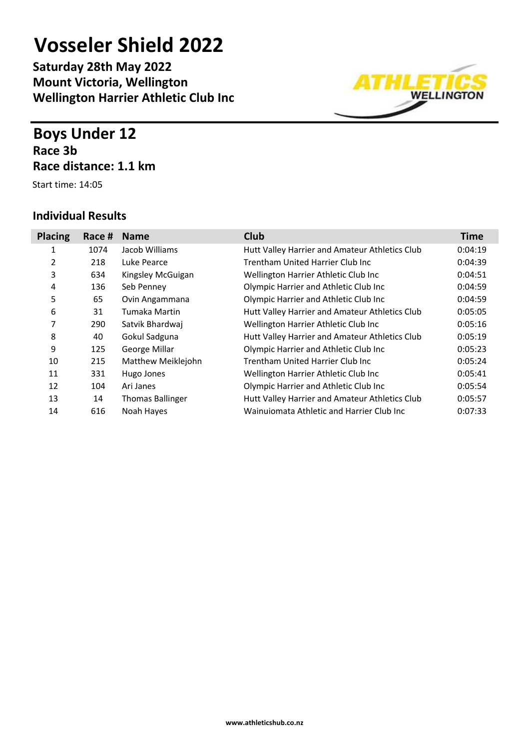# Vosseler Shield 2022

**Saturday 28th May 2022**
**Mount Victoria, Wellington**
**Wellington Harrier Athletic Club Inc**

## Boys Under 12

### Race 3b

### Race distance: 1.1 km

Start time: 14:05

### Individual Results

| Placing | Race # | Name | Club | Time |
|---|---|---|---|---|
| 1 | 1074 | Jacob Williams | Hutt Valley Harrier and Amateur Athletics Club | 0:04:19 |
| 2 | 218 | Luke Pearce | Trentham United Harrier Club Inc | 0:04:39 |
| 3 | 634 | Kingsley McGuigan | Wellington Harrier Athletic Club Inc | 0:04:51 |
| 4 | 136 | Seb Penney | Olympic Harrier and Athletic Club Inc | 0:04:59 |
| 5 | 65 | Ovin Angammana | Olympic Harrier and Athletic Club Inc | 0:04:59 |
| 6 | 31 | Tumaka Martin | Hutt Valley Harrier and Amateur Athletics Club | 0:05:05 |
| 7 | 290 | Satvik Bhardwaj | Wellington Harrier Athletic Club Inc | 0:05:16 |
| 8 | 40 | Gokul Sadguna | Hutt Valley Harrier and Amateur Athletics Club | 0:05:19 |
| 9 | 125 | George Millar | Olympic Harrier and Athletic Club Inc | 0:05:23 |
| 10 | 215 | Matthew Meiklejohn | Trentham United Harrier Club Inc | 0:05:24 |
| 11 | 331 | Hugo Jones | Wellington Harrier Athletic Club Inc | 0:05:41 |
| 12 | 104 | Ari Janes | Olympic Harrier and Athletic Club Inc | 0:05:54 |
| 13 | 14 | Thomas Ballinger | Hutt Valley Harrier and Amateur Athletics Club | 0:05:57 |
| 14 | 616 | Noah Hayes | Wainuiomata Athletic and Harrier Club Inc | 0:07:33 |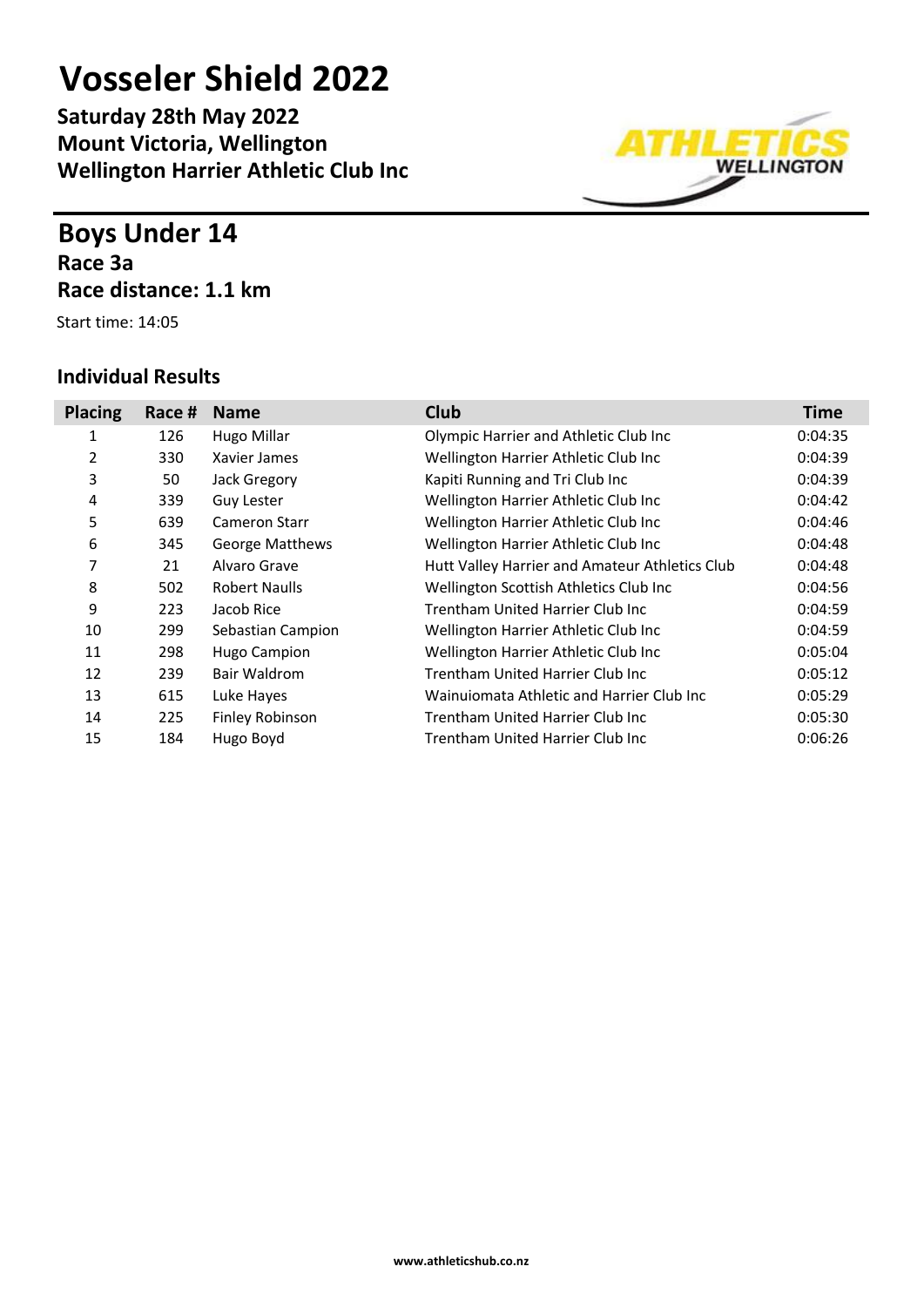# Vosseler Shield 2022

**Saturday 28th May 2022**
**Mount Victoria, Wellington**
**Wellington Harrier Athletic Club Inc**

## Boys Under 14

### Race 3a

### Race distance: 1.1 km

Start time: 14:05

### Individual Results

| Placing | Race # | Name | Club | Time |
|---|---|---|---|---|
| 1 | 126 | Hugo Millar | Olympic Harrier and Athletic Club Inc | 0:04:35 |
| 2 | 330 | Xavier James | Wellington Harrier Athletic Club Inc | 0:04:39 |
| 3 | 50 | Jack Gregory | Kapiti Running and Tri Club Inc | 0:04:39 |
| 4 | 339 | Guy Lester | Wellington Harrier Athletic Club Inc | 0:04:42 |
| 5 | 639 | Cameron Starr | Wellington Harrier Athletic Club Inc | 0:04:46 |
| 6 | 345 | George Matthews | Wellington Harrier Athletic Club Inc | 0:04:48 |
| 7 | 21 | Alvaro Grave | Hutt Valley Harrier and Amateur Athletics Club | 0:04:48 |
| 8 | 502 | Robert Naulls | Wellington Scottish Athletics Club Inc | 0:04:56 |
| 9 | 223 | Jacob Rice | Trentham United Harrier Club Inc | 0:04:59 |
| 10 | 299 | Sebastian Campion | Wellington Harrier Athletic Club Inc | 0:04:59 |
| 11 | 298 | Hugo Campion | Wellington Harrier Athletic Club Inc | 0:05:04 |
| 12 | 239 | Bair Waldrom | Trentham United Harrier Club Inc | 0:05:12 |
| 13 | 615 | Luke Hayes | Wainuiomata Athletic and Harrier Club Inc | 0:05:29 |
| 14 | 225 | Finley Robinson | Trentham United Harrier Club Inc | 0:05:30 |
| 15 | 184 | Hugo Boyd | Trentham United Harrier Club Inc | 0:06:26 |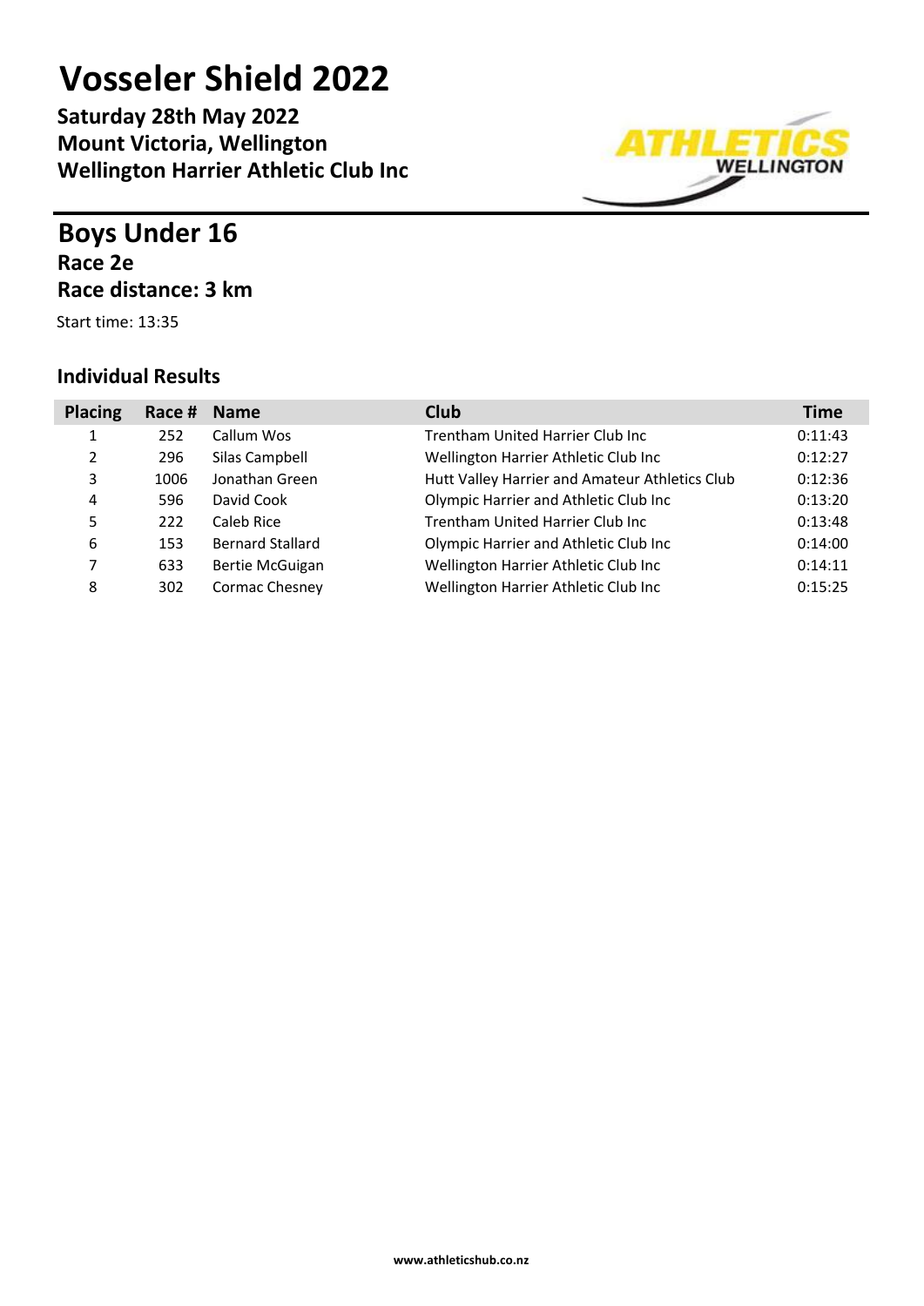# Vosseler Shield 2022

**Saturday 28th May 2022**
**Mount Victoria, Wellington**
**Wellington Harrier Athletic Club Inc**

## Boys Under 16

### Race 2e

### Race distance: 3 km

Start time: 13:35

### Individual Results

| Placing | Race # | Name | Club | Time |
|---|---|---|---|---|
| 1 | 252 | Callum Wos | Trentham United Harrier Club Inc | 0:11:43 |
| 2 | 296 | Silas Campbell | Wellington Harrier Athletic Club Inc | 0:12:27 |
| 3 | 1006 | Jonathan Green | Hutt Valley Harrier and Amateur Athletics Club | 0:12:36 |
| 4 | 596 | David Cook | Olympic Harrier and Athletic Club Inc | 0:13:20 |
| 5 | 222 | Caleb Rice | Trentham United Harrier Club Inc | 0:13:48 |
| 6 | 153 | Bernard Stallard | Olympic Harrier and Athletic Club Inc | 0:14:00 |
| 7 | 633 | Bertie McGuigan | Wellington Harrier Athletic Club Inc | 0:14:11 |
| 8 | 302 | Cormac Chesney | Wellington Harrier Athletic Club Inc | 0:15:25 |

www.athleticshub.co.nz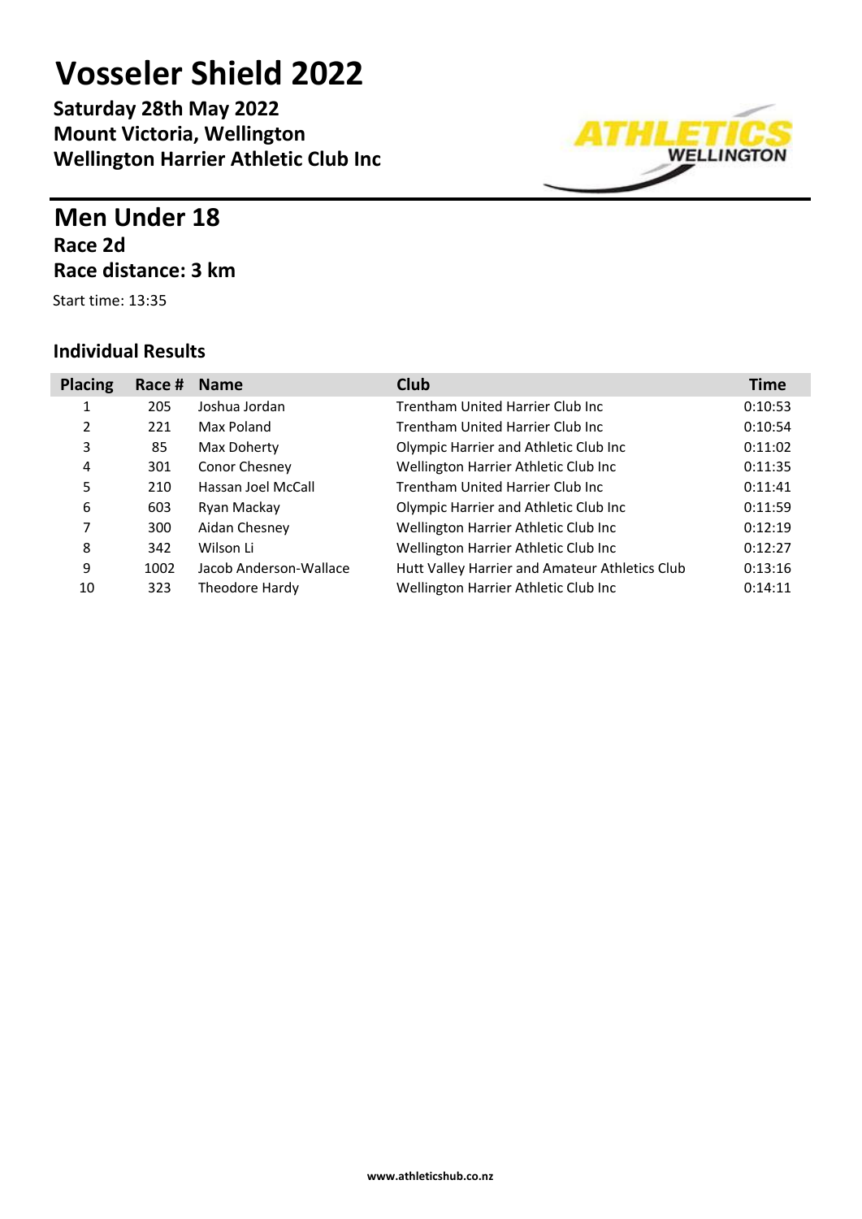# Vosseler Shield 2022

**Saturday 28th May 2022**
**Mount Victoria, Wellington**
**Wellington Harrier Athletic Club Inc**

## Men Under 18

### Race 2d

### Race distance: 3 km

Start time: 13:35

### Individual Results

| Placing | Race # | Name | Club | Time |
|---|---|---|---|---|
| 1 | 205 | Joshua Jordan | Trentham United Harrier Club Inc | 0:10:53 |
| 2 | 221 | Max Poland | Trentham United Harrier Club Inc | 0:10:54 |
| 3 | 85 | Max Doherty | Olympic Harrier and Athletic Club Inc | 0:11:02 |
| 4 | 301 | Conor Chesney | Wellington Harrier Athletic Club Inc | 0:11:35 |
| 5 | 210 | Hassan Joel McCall | Trentham United Harrier Club Inc | 0:11:41 |
| 6 | 603 | Ryan Mackay | Olympic Harrier and Athletic Club Inc | 0:11:59 |
| 7 | 300 | Aidan Chesney | Wellington Harrier Athletic Club Inc | 0:12:19 |
| 8 | 342 | Wilson Li | Wellington Harrier Athletic Club Inc | 0:12:27 |
| 9 | 1002 | Jacob Anderson-Wallace | Hutt Valley Harrier and Amateur Athletics Club | 0:13:16 |
| 10 | 323 | Theodore Hardy | Wellington Harrier Athletic Club Inc | 0:14:11 |

www.athleticshub.co.nz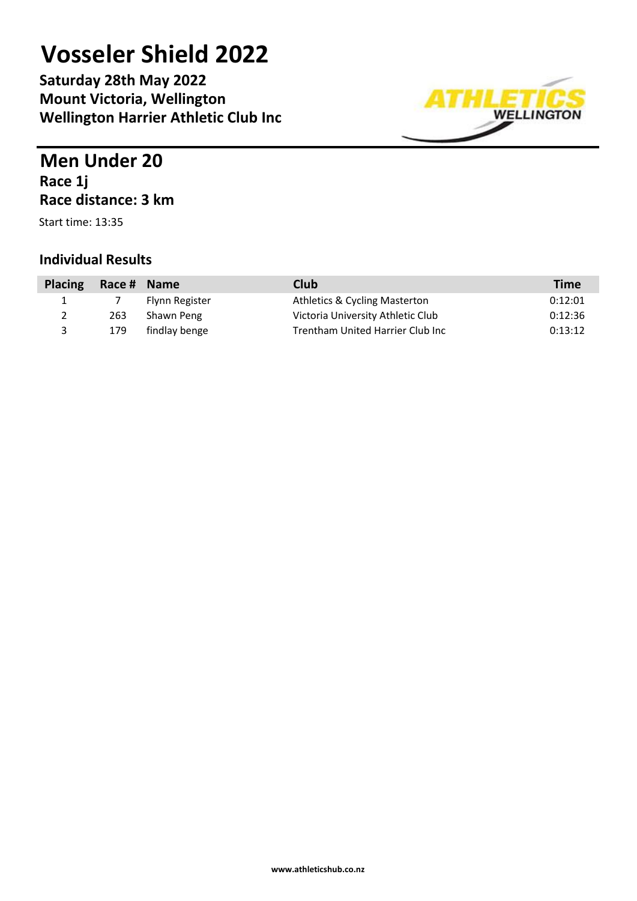# Vosseler Shield 2022

**Saturday 28th May 2022**
**Mount Victoria, Wellington**
**Wellington Harrier Athletic Club Inc**

## Men Under 20

**Race 1j**
**Race distance: 3 km**

Start time: 13:35

### Individual Results

| Placing | Race # | Name | Club | Time |
|---|---|---|---|---|
| 1 | 7 | Flynn Register | Athletics & Cycling Masterton | 0:12:01 |
| 2 | 263 | Shawn Peng | Victoria University Athletic Club | 0:12:36 |
| 3 | 179 | findlay benge | Trentham United Harrier Club Inc | 0:13:12 |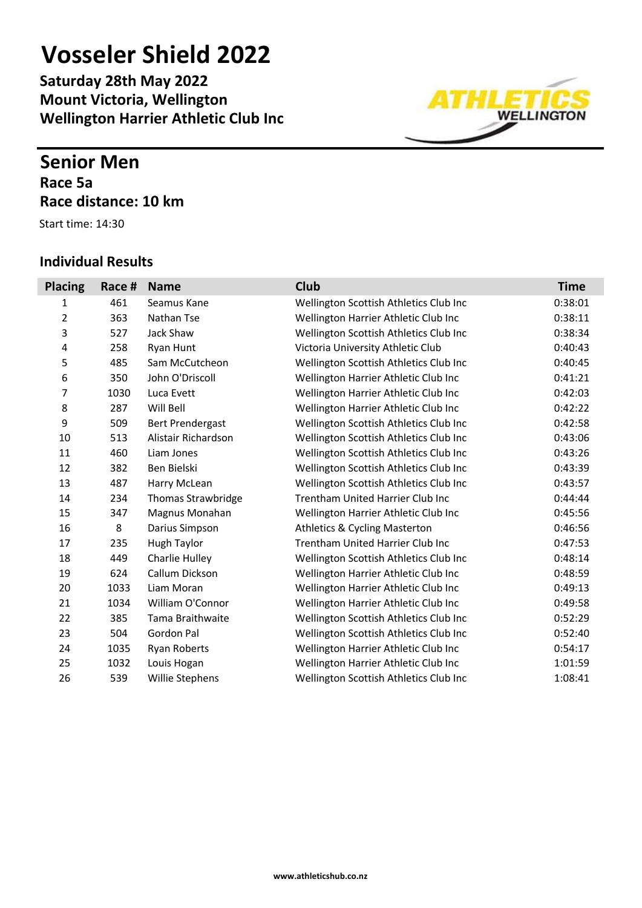# Vosseler Shield 2022

**Saturday 28th May 2022**
**Mount Victoria, Wellington**
**Wellington Harrier Athletic Club Inc**

## Senior Men

### Race 5a

### Race distance: 10 km

Start time: 14:30

### Individual Results

| Placing | Race # | Name | Club | Time |
|---|---|---|---|---|
| 1 | 461 | Seamus Kane | Wellington Scottish Athletics Club Inc | 0:38:01 |
| 2 | 363 | Nathan Tse | Wellington Harrier Athletic Club Inc | 0:38:11 |
| 3 | 527 | Jack Shaw | Wellington Scottish Athletics Club Inc | 0:38:34 |
| 4 | 258 | Ryan Hunt | Victoria University Athletic Club | 0:40:43 |
| 5 | 485 | Sam McCutcheon | Wellington Scottish Athletics Club Inc | 0:40:45 |
| 6 | 350 | John O'Driscoll | Wellington Harrier Athletic Club Inc | 0:41:21 |
| 7 | 1030 | Luca Evett | Wellington Harrier Athletic Club Inc | 0:42:03 |
| 8 | 287 | Will Bell | Wellington Harrier Athletic Club Inc | 0:42:22 |
| 9 | 509 | Bert Prendergast | Wellington Scottish Athletics Club Inc | 0:42:58 |
| 10 | 513 | Alistair Richardson | Wellington Scottish Athletics Club Inc | 0:43:06 |
| 11 | 460 | Liam Jones | Wellington Scottish Athletics Club Inc | 0:43:26 |
| 12 | 382 | Ben Bielski | Wellington Scottish Athletics Club Inc | 0:43:39 |
| 13 | 487 | Harry McLean | Wellington Scottish Athletics Club Inc | 0:43:57 |
| 14 | 234 | Thomas Strawbridge | Trentham United Harrier Club Inc | 0:44:44 |
| 15 | 347 | Magnus Monahan | Wellington Harrier Athletic Club Inc | 0:45:56 |
| 16 | 8 | Darius Simpson | Athletics & Cycling Masterton | 0:46:56 |
| 17 | 235 | Hugh Taylor | Trentham United Harrier Club Inc | 0:47:53 |
| 18 | 449 | Charlie Hulley | Wellington Scottish Athletics Club Inc | 0:48:14 |
| 19 | 624 | Callum Dickson | Wellington Harrier Athletic Club Inc | 0:48:59 |
| 20 | 1033 | Liam Moran | Wellington Harrier Athletic Club Inc | 0:49:13 |
| 21 | 1034 | William O'Connor | Wellington Harrier Athletic Club Inc | 0:49:58 |
| 22 | 385 | Tama Braithwaite | Wellington Scottish Athletics Club Inc | 0:52:29 |
| 23 | 504 | Gordon Pal | Wellington Scottish Athletics Club Inc | 0:52:40 |
| 24 | 1035 | Ryan Roberts | Wellington Harrier Athletic Club Inc | 0:54:17 |
| 25 | 1032 | Louis Hogan | Wellington Harrier Athletic Club Inc | 1:01:59 |
| 26 | 539 | Willie Stephens | Wellington Scottish Athletics Club Inc | 1:08:41 |

www.athleticshub.co.nz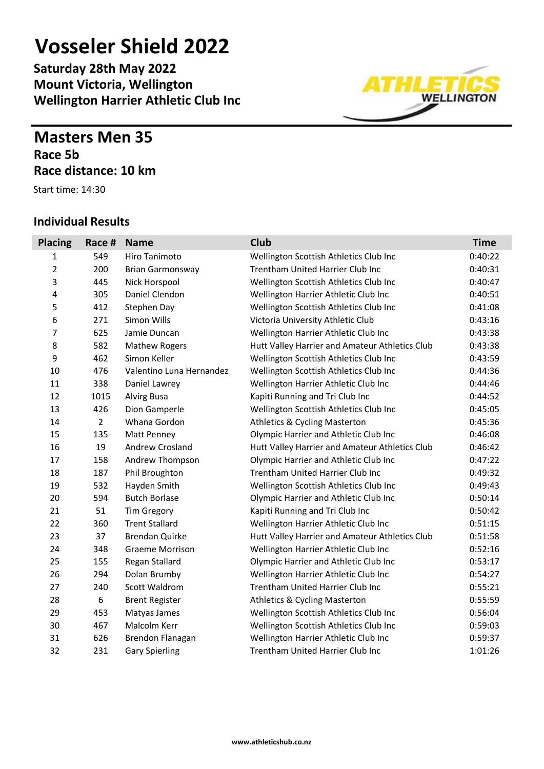# Vosseler Shield 2022

**Saturday 28th May 2022**
**Mount Victoria, Wellington**
**Wellington Harrier Athletic Club Inc**

## Masters Men 35

### Race 5b

### Race distance: 10 km

Start time: 14:30

### Individual Results

| Placing | Race # | Name | Club | Time |
|---|---|---|---|---|
| 1 | 549 | Hiro Tanimoto | Wellington Scottish Athletics Club Inc | 0:40:22 |
| 2 | 200 | Brian Garmonsway | Trentham United Harrier Club Inc | 0:40:31 |
| 3 | 445 | Nick Horspool | Wellington Scottish Athletics Club Inc | 0:40:47 |
| 4 | 305 | Daniel Clendon | Wellington Harrier Athletic Club Inc | 0:40:51 |
| 5 | 412 | Stephen Day | Wellington Scottish Athletics Club Inc | 0:41:08 |
| 6 | 271 | Simon Wills | Victoria University Athletic Club | 0:43:16 |
| 7 | 625 | Jamie Duncan | Wellington Harrier Athletic Club Inc | 0:43:38 |
| 8 | 582 | Mathew Rogers | Hutt Valley Harrier and Amateur Athletics Club | 0:43:38 |
| 9 | 462 | Simon Keller | Wellington Scottish Athletics Club Inc | 0:43:59 |
| 10 | 476 | Valentino Luna Hernandez | Wellington Scottish Athletics Club Inc | 0:44:36 |
| 11 | 338 | Daniel Lawrey | Wellington Harrier Athletic Club Inc | 0:44:46 |
| 12 | 1015 | Alvirg Busa | Kapiti Running and Tri Club Inc | 0:44:52 |
| 13 | 426 | Dion Gamperle | Wellington Scottish Athletics Club Inc | 0:45:05 |
| 14 | 2 | Whana Gordon | Athletics & Cycling Masterton | 0:45:36 |
| 15 | 135 | Matt Penney | Olympic Harrier and Athletic Club Inc | 0:46:08 |
| 16 | 19 | Andrew Crosland | Hutt Valley Harrier and Amateur Athletics Club | 0:46:42 |
| 17 | 158 | Andrew Thompson | Olympic Harrier and Athletic Club Inc | 0:47:22 |
| 18 | 187 | Phil Broughton | Trentham United Harrier Club Inc | 0:49:32 |
| 19 | 532 | Hayden Smith | Wellington Scottish Athletics Club Inc | 0:49:43 |
| 20 | 594 | Butch Borlase | Olympic Harrier and Athletic Club Inc | 0:50:14 |
| 21 | 51 | Tim Gregory | Kapiti Running and Tri Club Inc | 0:50:42 |
| 22 | 360 | Trent Stallard | Wellington Harrier Athletic Club Inc | 0:51:15 |
| 23 | 37 | Brendan Quirke | Hutt Valley Harrier and Amateur Athletics Club | 0:51:58 |
| 24 | 348 | Graeme Morrison | Wellington Harrier Athletic Club Inc | 0:52:16 |
| 25 | 155 | Regan Stallard | Olympic Harrier and Athletic Club Inc | 0:53:17 |
| 26 | 294 | Dolan Brumby | Wellington Harrier Athletic Club Inc | 0:54:27 |
| 27 | 240 | Scott Waldrom | Trentham United Harrier Club Inc | 0:55:21 |
| 28 | 6 | Brent Register | Athletics & Cycling Masterton | 0:55:59 |
| 29 | 453 | Matyas James | Wellington Scottish Athletics Club Inc | 0:56:04 |
| 30 | 467 | Malcolm Kerr | Wellington Scottish Athletics Club Inc | 0:59:03 |
| 31 | 626 | Brendon Flanagan | Wellington Harrier Athletic Club Inc | 0:59:37 |
| 32 | 231 | Gary Spierling | Trentham United Harrier Club Inc | 1:01:26 |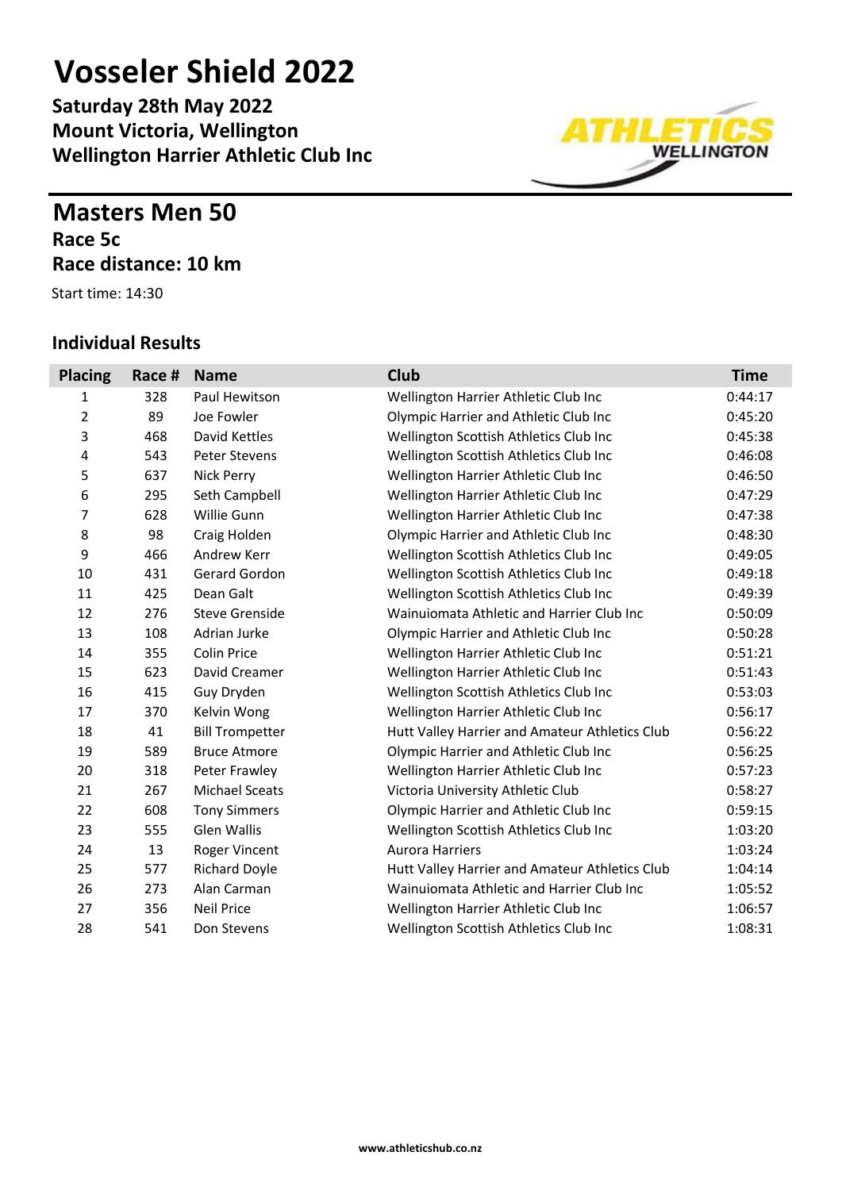# Vosseler Shield 2022

**Saturday 28th May 2022**
**Mount Victoria, Wellington**
**Wellington Harrier Athletic Club Inc**

## Masters Men 50

### Race 5c

### Race distance: 10 km

Start time: 14:30

### Individual Results

| Placing | Race # | Name | Club | Time |
|---|---|---|---|---|
| 1 | 328 | Paul Hewitson | Wellington Harrier Athletic Club Inc | 0:44:17 |
| 2 | 89 | Joe Fowler | Olympic Harrier and Athletic Club Inc | 0:45:20 |
| 3 | 468 | David Kettles | Wellington Scottish Athletics Club Inc | 0:45:38 |
| 4 | 543 | Peter Stevens | Wellington Scottish Athletics Club Inc | 0:46:08 |
| 5 | 637 | Nick Perry | Wellington Harrier Athletic Club Inc | 0:46:50 |
| 6 | 295 | Seth Campbell | Wellington Harrier Athletic Club Inc | 0:47:29 |
| 7 | 628 | Willie Gunn | Wellington Harrier Athletic Club Inc | 0:47:38 |
| 8 | 98 | Craig Holden | Olympic Harrier and Athletic Club Inc | 0:48:30 |
| 9 | 466 | Andrew Kerr | Wellington Scottish Athletics Club Inc | 0:49:05 |
| 10 | 431 | Gerard Gordon | Wellington Scottish Athletics Club Inc | 0:49:18 |
| 11 | 425 | Dean Galt | Wellington Scottish Athletics Club Inc | 0:49:39 |
| 12 | 276 | Steve Grenside | Wainuiomata Athletic and Harrier Club Inc | 0:50:09 |
| 13 | 108 | Adrian Jurke | Olympic Harrier and Athletic Club Inc | 0:50:28 |
| 14 | 355 | Colin Price | Wellington Harrier Athletic Club Inc | 0:51:21 |
| 15 | 623 | David Creamer | Wellington Harrier Athletic Club Inc | 0:51:43 |
| 16 | 415 | Guy Dryden | Wellington Scottish Athletics Club Inc | 0:53:03 |
| 17 | 370 | Kelvin Wong | Wellington Harrier Athletic Club Inc | 0:56:17 |
| 18 | 41 | Bill Trompetter | Hutt Valley Harrier and Amateur Athletics Club | 0:56:22 |
| 19 | 589 | Bruce Atmore | Olympic Harrier and Athletic Club Inc | 0:56:25 |
| 20 | 318 | Peter Frawley | Wellington Harrier Athletic Club Inc | 0:57:23 |
| 21 | 267 | Michael Sceats | Victoria University Athletic Club | 0:58:27 |
| 22 | 608 | Tony Simmers | Olympic Harrier and Athletic Club Inc | 0:59:15 |
| 23 | 555 | Glen Wallis | Wellington Scottish Athletics Club Inc | 1:03:20 |
| 24 | 13 | Roger Vincent | Aurora Harriers | 1:03:24 |
| 25 | 577 | Richard Doyle | Hutt Valley Harrier and Amateur Athletics Club | 1:04:14 |
| 26 | 273 | Alan Carman | Wainuiomata Athletic and Harrier Club Inc | 1:05:52 |
| 27 | 356 | Neil Price | Wellington Harrier Athletic Club Inc | 1:06:57 |
| 28 | 541 | Don Stevens | Wellington Scottish Athletics Club Inc | 1:08:31 |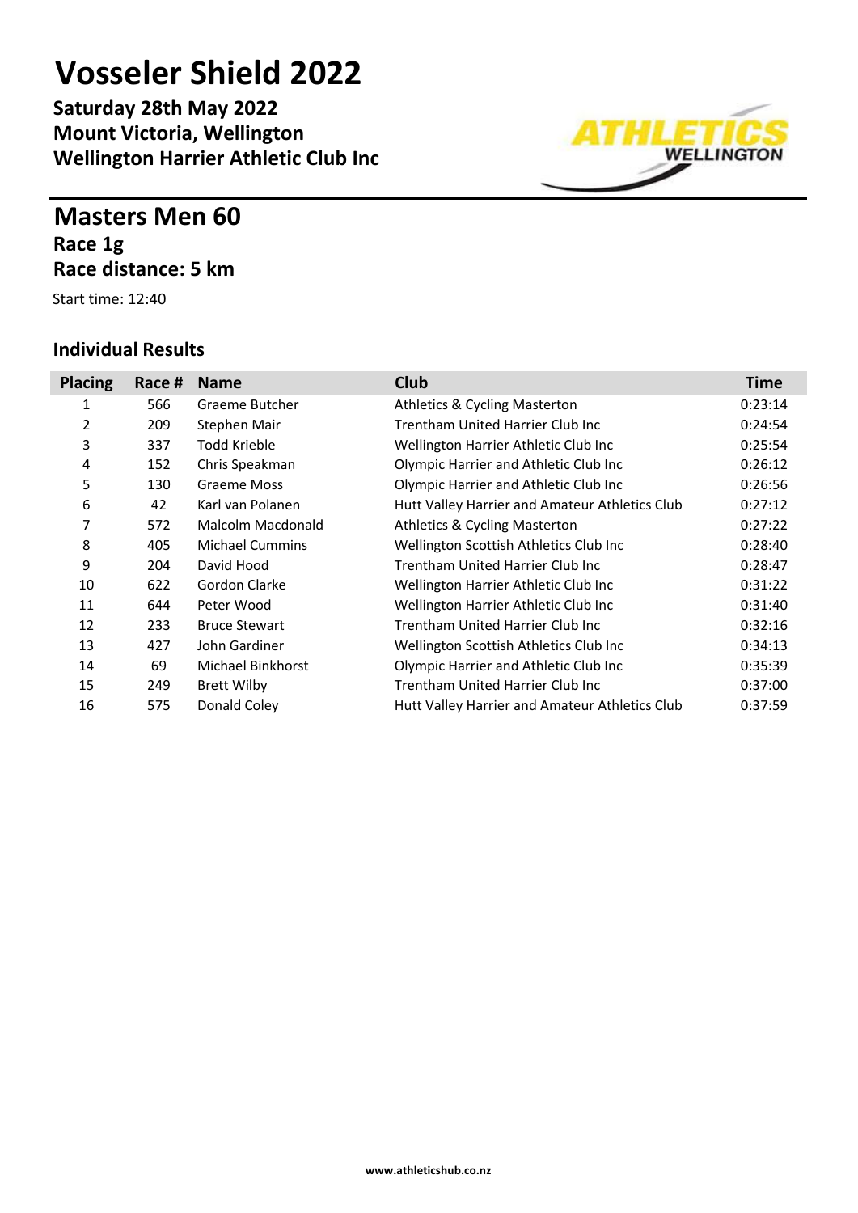# Vosseler Shield 2022

**Saturday 28th May 2022**
**Mount Victoria, Wellington**
**Wellington Harrier Athletic Club Inc**

## Masters Men 60

### Race 1g

### Race distance: 5 km

Start time: 12:40

### Individual Results

| Placing | Race # | Name | Club | Time |
|---|---|---|---|---|
| 1 | 566 | Graeme Butcher | Athletics & Cycling Masterton | 0:23:14 |
| 2 | 209 | Stephen Mair | Trentham United Harrier Club Inc | 0:24:54 |
| 3 | 337 | Todd Krieble | Wellington Harrier Athletic Club Inc | 0:25:54 |
| 4 | 152 | Chris Speakman | Olympic Harrier and Athletic Club Inc | 0:26:12 |
| 5 | 130 | Graeme Moss | Olympic Harrier and Athletic Club Inc | 0:26:56 |
| 6 | 42 | Karl van Polanen | Hutt Valley Harrier and Amateur Athletics Club | 0:27:12 |
| 7 | 572 | Malcolm Macdonald | Athletics & Cycling Masterton | 0:27:22 |
| 8 | 405 | Michael Cummins | Wellington Scottish Athletics Club Inc | 0:28:40 |
| 9 | 204 | David Hood | Trentham United Harrier Club Inc | 0:28:47 |
| 10 | 622 | Gordon Clarke | Wellington Harrier Athletic Club Inc | 0:31:22 |
| 11 | 644 | Peter Wood | Wellington Harrier Athletic Club Inc | 0:31:40 |
| 12 | 233 | Bruce Stewart | Trentham United Harrier Club Inc | 0:32:16 |
| 13 | 427 | John Gardiner | Wellington Scottish Athletics Club Inc | 0:34:13 |
| 14 | 69 | Michael Binkhorst | Olympic Harrier and Athletic Club Inc | 0:35:39 |
| 15 | 249 | Brett Wilby | Trentham United Harrier Club Inc | 0:37:00 |
| 16 | 575 | Donald Coley | Hutt Valley Harrier and Amateur Athletics Club | 0:37:59 |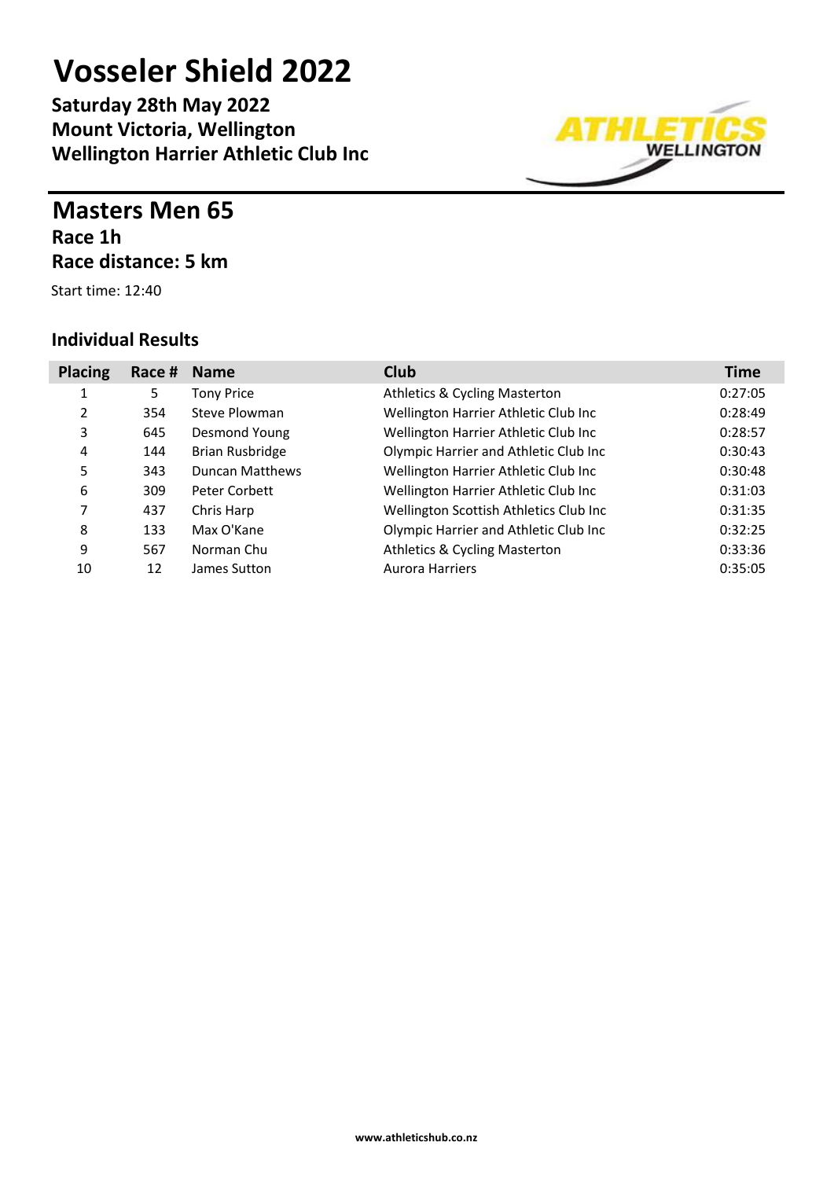# Vosseler Shield 2022

**Saturday 28th May 2022**
**Mount Victoria, Wellington**
**Wellington Harrier Athletic Club Inc**

## Masters Men 65

### Race 1h

### Race distance: 5 km

Start time: 12:40

### Individual Results

| Placing | Race # | Name | Club | Time |
|---|---|---|---|---|
| 1 | 5 | Tony Price | Athletics & Cycling Masterton | 0:27:05 |
| 2 | 354 | Steve Plowman | Wellington Harrier Athletic Club Inc | 0:28:49 |
| 3 | 645 | Desmond Young | Wellington Harrier Athletic Club Inc | 0:28:57 |
| 4 | 144 | Brian Rusbridge | Olympic Harrier and Athletic Club Inc | 0:30:43 |
| 5 | 343 | Duncan Matthews | Wellington Harrier Athletic Club Inc | 0:30:48 |
| 6 | 309 | Peter Corbett | Wellington Harrier Athletic Club Inc | 0:31:03 |
| 7 | 437 | Chris Harp | Wellington Scottish Athletics Club Inc | 0:31:35 |
| 8 | 133 | Max O'Kane | Olympic Harrier and Athletic Club Inc | 0:32:25 |
| 9 | 567 | Norman Chu | Athletics & Cycling Masterton | 0:33:36 |
| 10 | 12 | James Sutton | Aurora Harriers | 0:35:05 |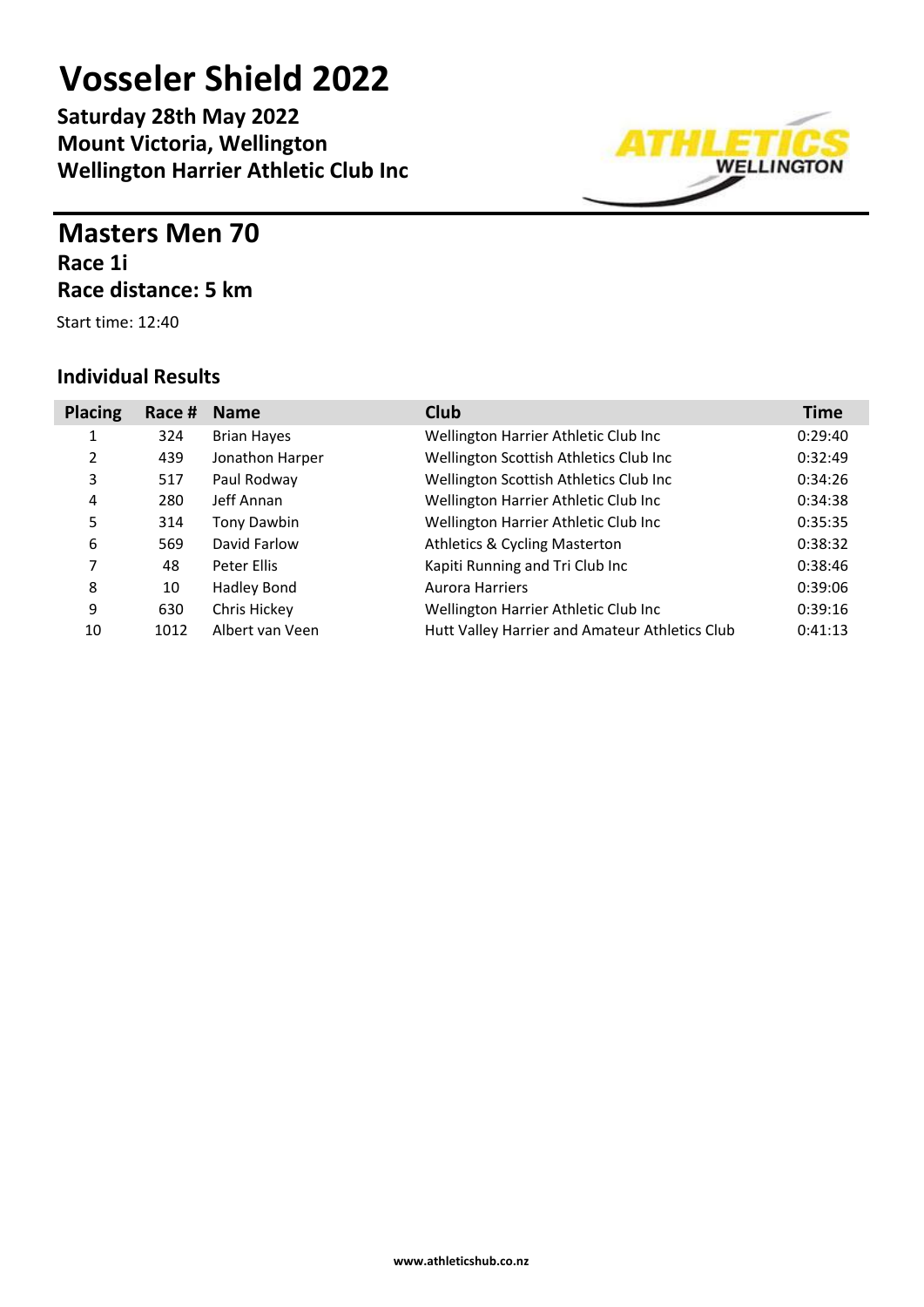# Vosseler Shield 2022

**Saturday 28th May 2022**
**Mount Victoria, Wellington**
**Wellington Harrier Athletic Club Inc**

## Masters Men 70

### Race 1i

### Race distance: 5 km

Start time: 12:40

### Individual Results

| Placing | Race # | Name | Club | Time |
|---|---|---|---|---|
| 1 | 324 | Brian Hayes | Wellington Harrier Athletic Club Inc | 0:29:40 |
| 2 | 439 | Jonathon Harper | Wellington Scottish Athletics Club Inc | 0:32:49 |
| 3 | 517 | Paul Rodway | Wellington Scottish Athletics Club Inc | 0:34:26 |
| 4 | 280 | Jeff Annan | Wellington Harrier Athletic Club Inc | 0:34:38 |
| 5 | 314 | Tony Dawbin | Wellington Harrier Athletic Club Inc | 0:35:35 |
| 6 | 569 | David Farlow | Athletics & Cycling Masterton | 0:38:32 |
| 7 | 48 | Peter Ellis | Kapiti Running and Tri Club Inc | 0:38:46 |
| 8 | 10 | Hadley Bond | Aurora Harriers | 0:39:06 |
| 9 | 630 | Chris Hickey | Wellington Harrier Athletic Club Inc | 0:39:16 |
| 10 | 1012 | Albert van Veen | Hutt Valley Harrier and Amateur Athletics Club | 0:41:13 |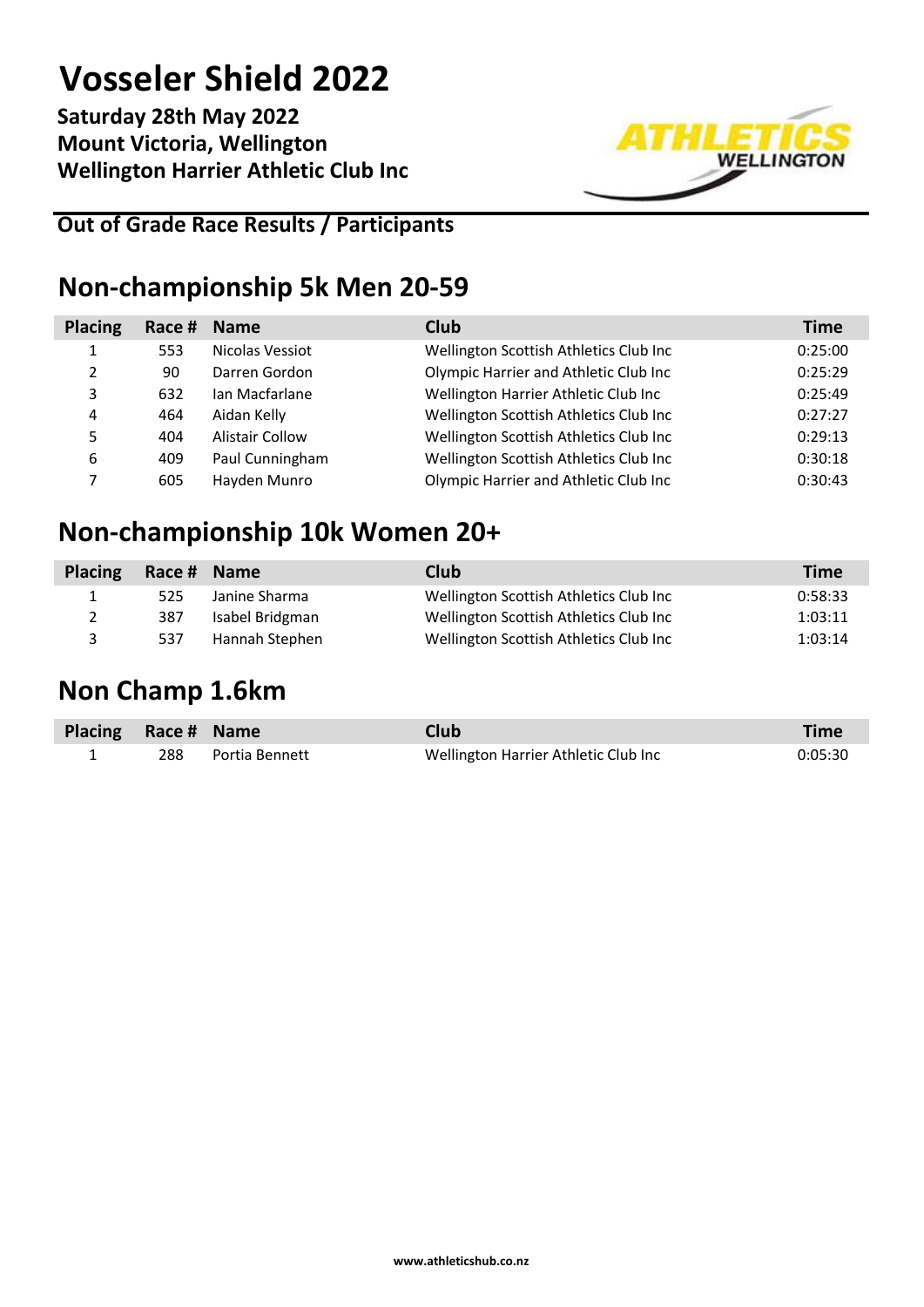# Vosseler Shield 2022

**Saturday 28th May 2022**
**Mount Victoria, Wellington**
**Wellington Harrier Athletic Club Inc**

**Out of Grade Race Results / Participants**

## Non-championship 5k Men 20-59

| Placing | Race # | Name | Club | Time |
|---|---|---|---|---|
| 1 | 553 | Nicolas Vessiot | Wellington Scottish Athletics Club Inc | 0:25:00 |
| 2 | 90 | Darren Gordon | Olympic Harrier and Athletic Club Inc | 0:25:29 |
| 3 | 632 | Ian Macfarlane | Wellington Harrier Athletic Club Inc | 0:25:49 |
| 4 | 464 | Aidan Kelly | Wellington Scottish Athletics Club Inc | 0:27:27 |
| 5 | 404 | Alistair Collow | Wellington Scottish Athletics Club Inc | 0:29:13 |
| 6 | 409 | Paul Cunningham | Wellington Scottish Athletics Club Inc | 0:30:18 |
| 7 | 605 | Hayden Munro | Olympic Harrier and Athletic Club Inc | 0:30:43 |

## Non-championship 10k Women 20+

| Placing | Race # | Name | Club | Time |
|---|---|---|---|---|
| 1 | 525 | Janine Sharma | Wellington Scottish Athletics Club Inc | 0:58:33 |
| 2 | 387 | Isabel Bridgman | Wellington Scottish Athletics Club Inc | 1:03:11 |
| 3 | 537 | Hannah Stephen | Wellington Scottish Athletics Club Inc | 1:03:14 |

## Non Champ 1.6km

| Placing | Race # | Name | Club | Time |
|---|---|---|---|---|
| 1 | 288 | Portia Bennett | Wellington Harrier Athletic Club Inc | 0:05:30 |

www.athleticshub.co.nz